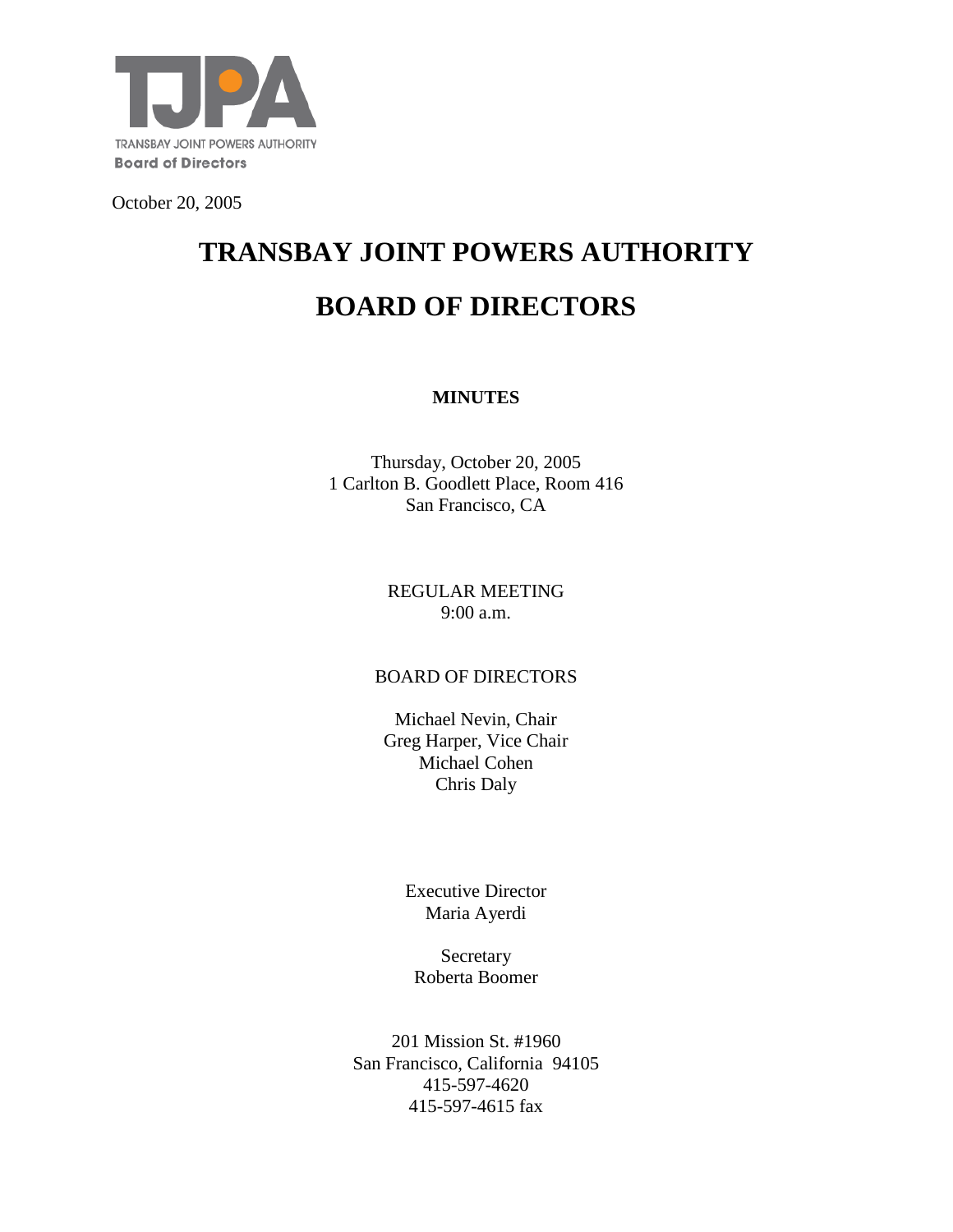TJPA

TRANSBAY JOINT POWERS AUTHORITY
Board of Directors

October 20, 2005

# TRANSBAY JOINT POWERS AUTHORITY

# BOARD OF DIRECTORS

**MINUTES**

Thursday, October 20, 2005
1 Carlton B. Goodlett Place, Room 416
San Francisco, CA

REGULAR MEETING
9:00 a.m.

BOARD OF DIRECTORS

Michael Nevin, Chair
Greg Harper, Vice Chair
Michael Cohen
Chris Daly

Executive Director
Maria Ayerdi

Secretary
Roberta Boomer

201 Mission St. #1960
San Francisco, California 94105
415-597-4620
415-597-4615 fax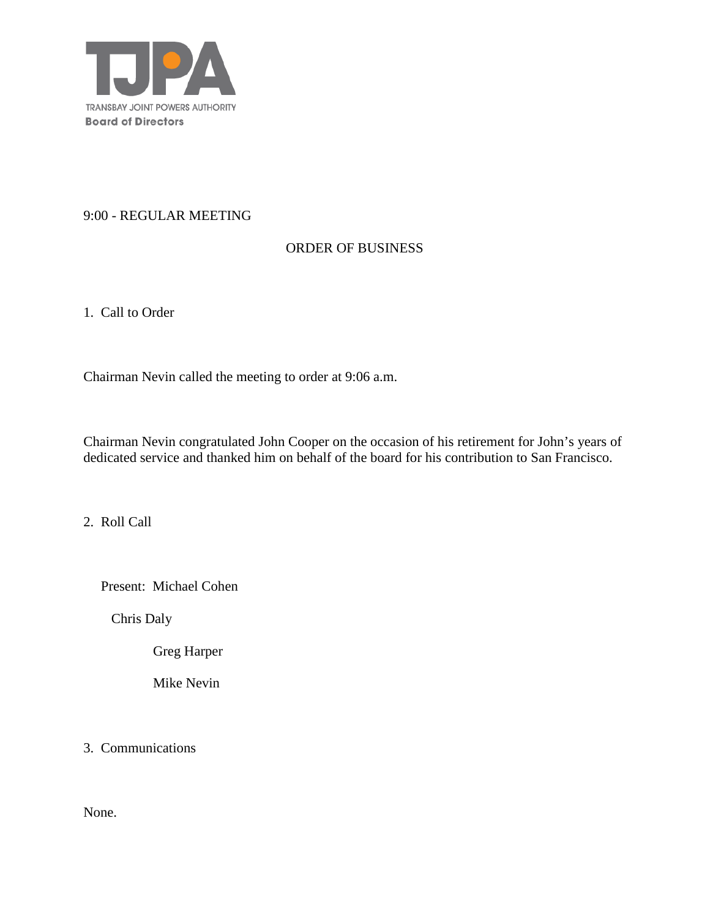TRANSBAY JOINT POWERS AUTHORITY
**Board of Directors**

9:00 - REGULAR MEETING

ORDER OF BUSINESS

1. Call to Order

Chairman Nevin called the meeting to order at 9:06 a.m.

Chairman Nevin congratulated John Cooper on the occasion of his retirement for John's years of dedicated service and thanked him on behalf of the board for his contribution to San Francisco.

2. Roll Call

Present: Michael Cohen

Chris Daly

Greg Harper

Mike Nevin

3. Communications

None.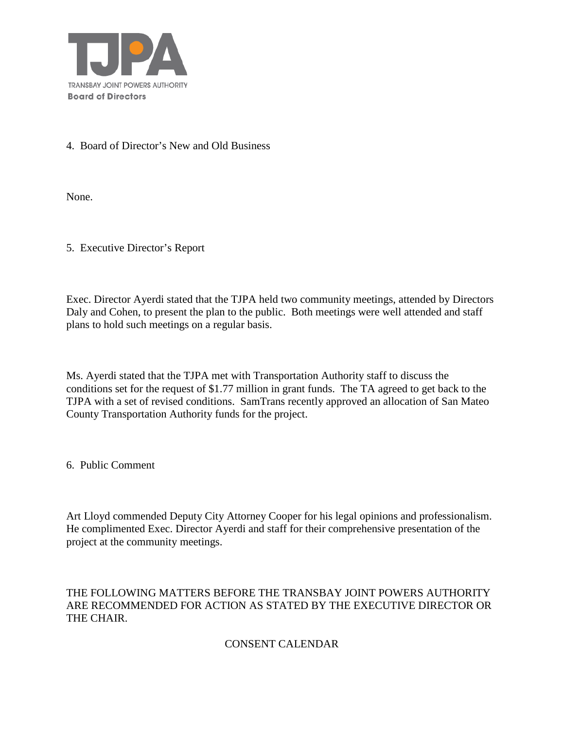4. Board of Director's New and Old Business

None.

5. Executive Director's Report

Exec. Director Ayerdi stated that the TJPA held two community meetings, attended by Directors Daly and Cohen, to present the plan to the public. Both meetings were well attended and staff plans to hold such meetings on a regular basis.

Ms. Ayerdi stated that the TJPA met with Transportation Authority staff to discuss the conditions set for the request of $1.77 million in grant funds. The TA agreed to get back to the TJPA with a set of revised conditions. SamTrans recently approved an allocation of San Mateo County Transportation Authority funds for the project.

6. Public Comment

Art Lloyd commended Deputy City Attorney Cooper for his legal opinions and professionalism. He complimented Exec. Director Ayerdi and staff for their comprehensive presentation of the project at the community meetings.

THE FOLLOWING MATTERS BEFORE THE TRANSBAY JOINT POWERS AUTHORITY ARE RECOMMENDED FOR ACTION AS STATED BY THE EXECUTIVE DIRECTOR OR THE CHAIR.

CONSENT CALENDAR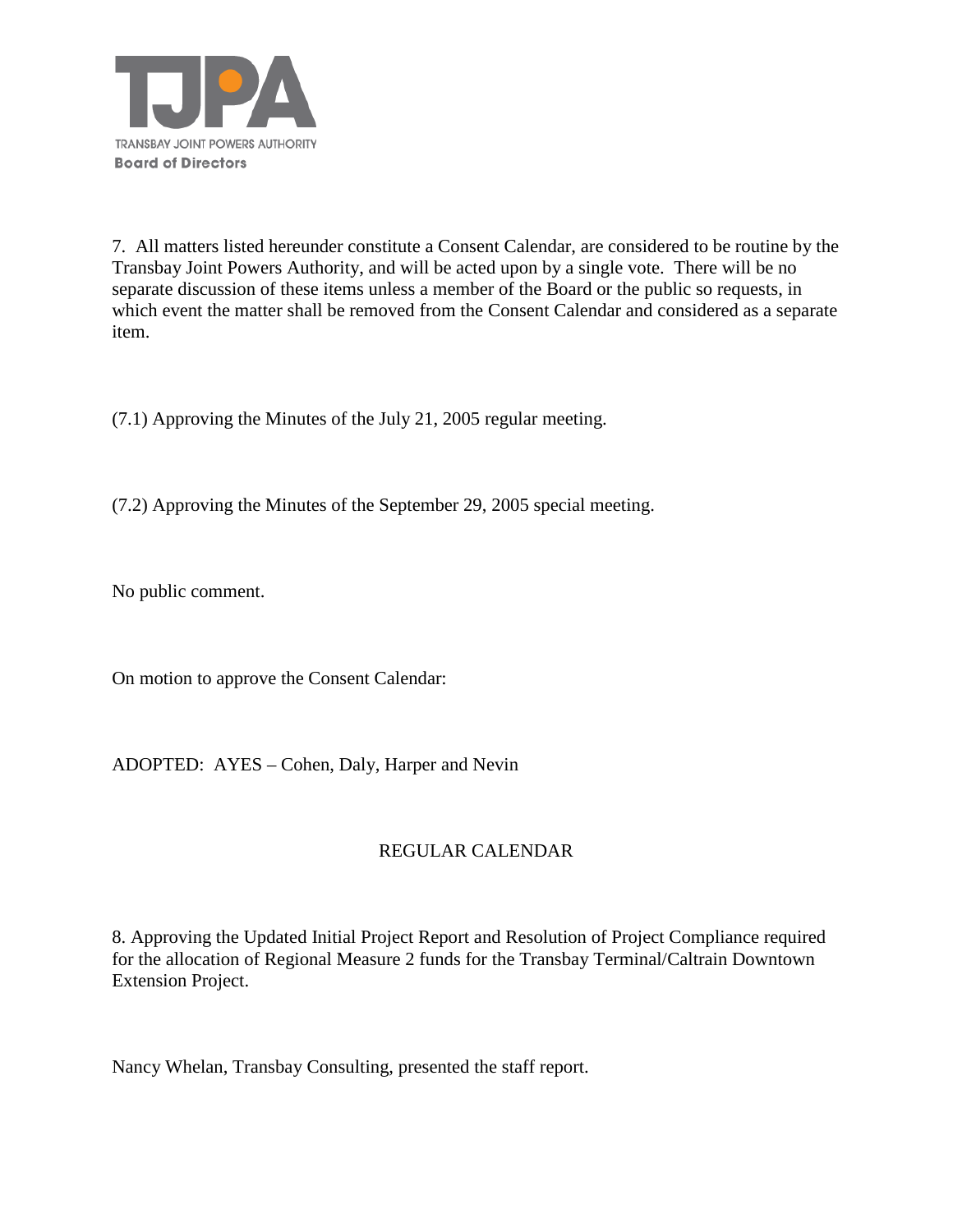7. All matters listed hereunder constitute a Consent Calendar, are considered to be routine by the Transbay Joint Powers Authority, and will be acted upon by a single vote. There will be no separate discussion of these items unless a member of the Board or the public so requests, in which event the matter shall be removed from the Consent Calendar and considered as a separate item.

(7.1) Approving the Minutes of the July 21, 2005 regular meeting.

(7.2) Approving the Minutes of the September 29, 2005 special meeting.

No public comment.

On motion to approve the Consent Calendar:

ADOPTED: AYES – Cohen, Daly, Harper and Nevin

## REGULAR CALENDAR

8. Approving the Updated Initial Project Report and Resolution of Project Compliance required for the allocation of Regional Measure 2 funds for the Transbay Terminal/Caltrain Downtown Extension Project.

Nancy Whelan, Transbay Consulting, presented the staff report.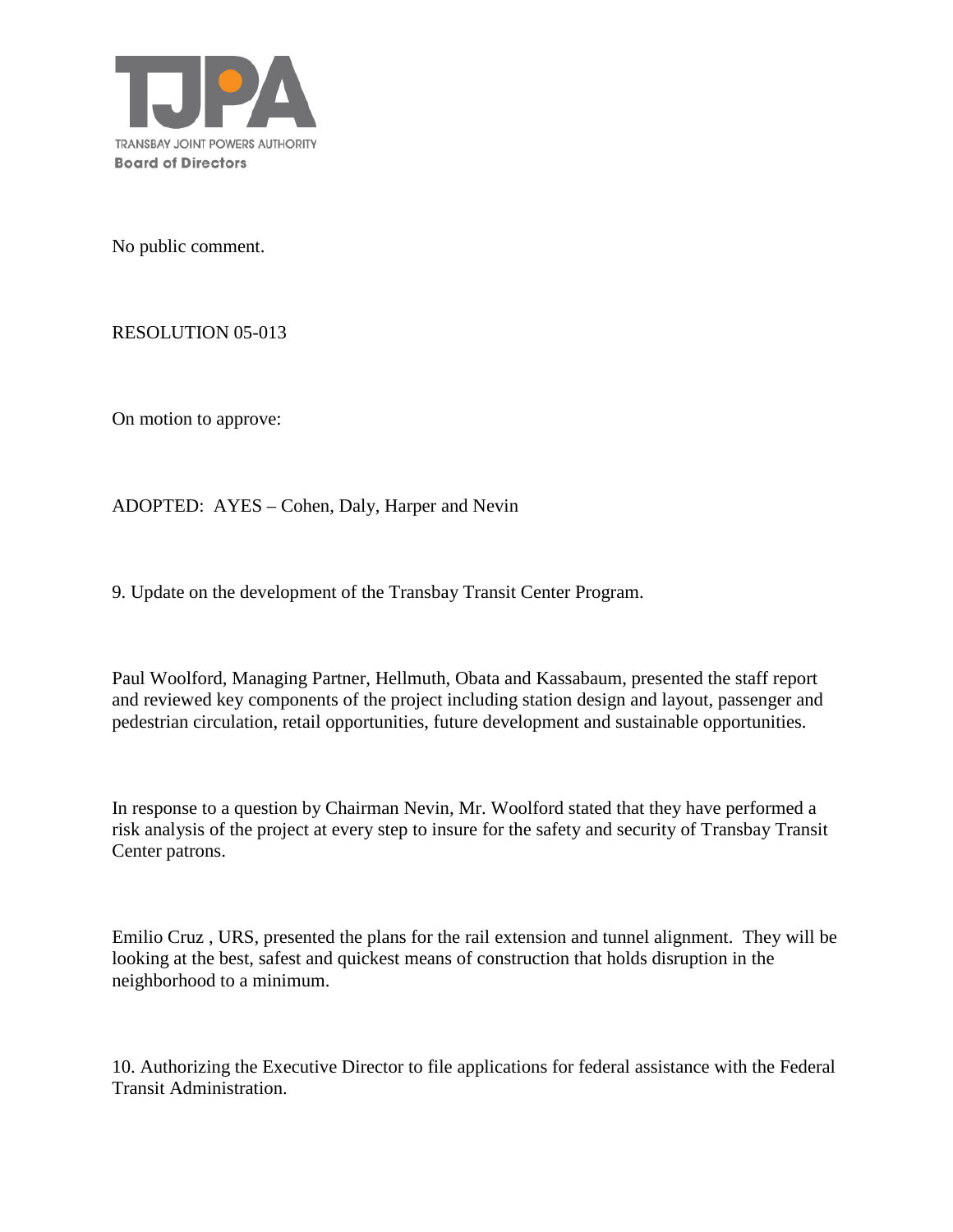No public comment.

RESOLUTION 05-013

On motion to approve:

ADOPTED: AYES – Cohen, Daly, Harper and Nevin

9. Update on the development of the Transbay Transit Center Program.

Paul Woolford, Managing Partner, Hellmuth, Obata and Kassabaum, presented the staff report and reviewed key components of the project including station design and layout, passenger and pedestrian circulation, retail opportunities, future development and sustainable opportunities.

In response to a question by Chairman Nevin, Mr. Woolford stated that they have performed a risk analysis of the project at every step to insure for the safety and security of Transbay Transit Center patrons.

Emilio Cruz , URS, presented the plans for the rail extension and tunnel alignment. They will be looking at the best, safest and quickest means of construction that holds disruption in the neighborhood to a minimum.

10. Authorizing the Executive Director to file applications for federal assistance with the Federal Transit Administration.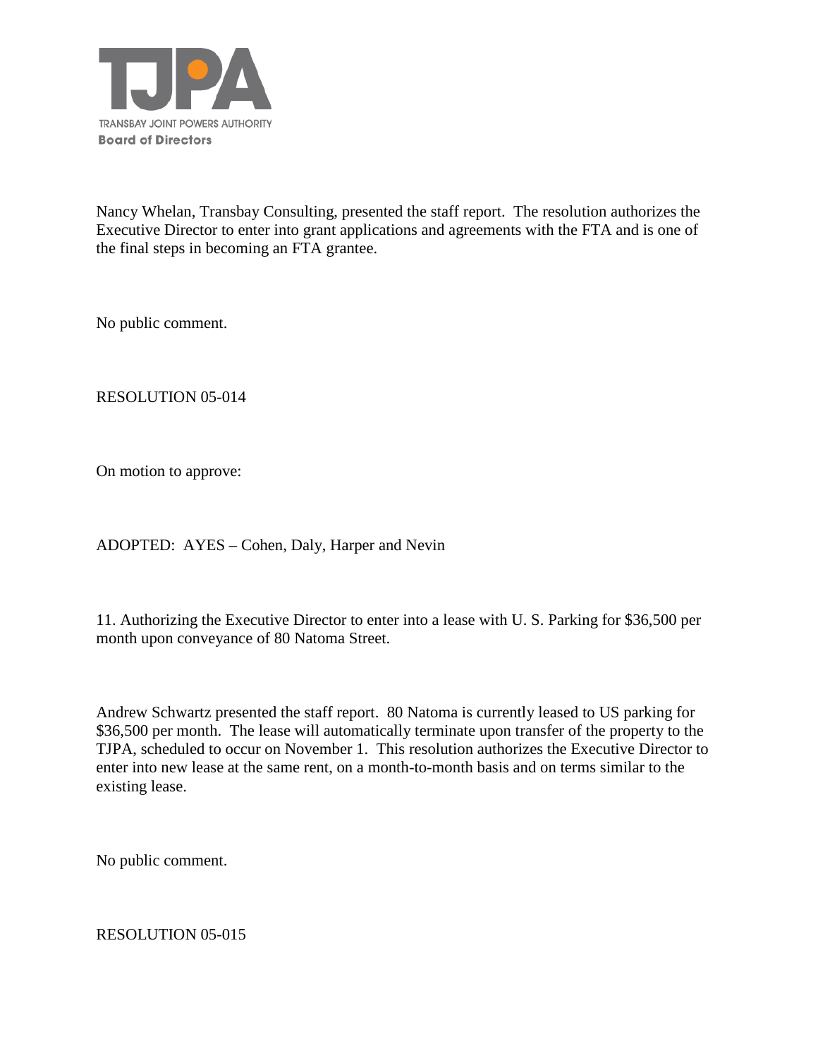Nancy Whelan, Transbay Consulting, presented the staff report. The resolution authorizes the Executive Director to enter into grant applications and agreements with the FTA and is one of the final steps in becoming an FTA grantee.

No public comment.

RESOLUTION 05-014

On motion to approve:

ADOPTED: AYES – Cohen, Daly, Harper and Nevin

11. Authorizing the Executive Director to enter into a lease with U. S. Parking for $36,500 per month upon conveyance of 80 Natoma Street.

Andrew Schwartz presented the staff report. 80 Natoma is currently leased to US parking for $36,500 per month. The lease will automatically terminate upon transfer of the property to the TJPA, scheduled to occur on November 1. This resolution authorizes the Executive Director to enter into new lease at the same rent, on a month-to-month basis and on terms similar to the existing lease.

No public comment.

RESOLUTION 05-015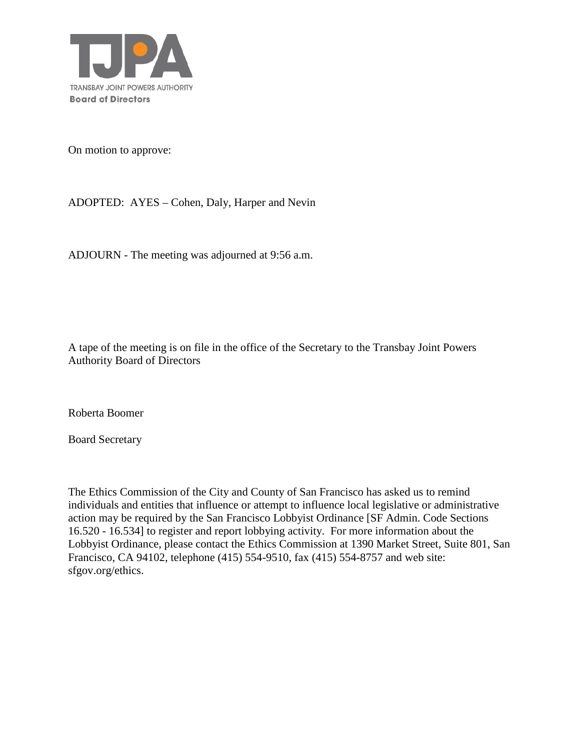TRANSBAY JOINT POWERS AUTHORITY
**Board of Directors**

On motion to approve:

ADOPTED: AYES – Cohen, Daly, Harper and Nevin

ADJOURN - The meeting was adjourned at 9:56 a.m.

A tape of the meeting is on file in the office of the Secretary to the Transbay Joint Powers Authority Board of Directors

Roberta Boomer

Board Secretary

The Ethics Commission of the City and County of San Francisco has asked us to remind individuals and entities that influence or attempt to influence local legislative or administrative action may be required by the San Francisco Lobbyist Ordinance [SF Admin. Code Sections 16.520 - 16.534] to register and report lobbying activity. For more information about the Lobbyist Ordinance, please contact the Ethics Commission at 1390 Market Street, Suite 801, San Francisco, CA 94102, telephone (415) 554-9510, fax (415) 554-8757 and web site: sfgov.org/ethics.